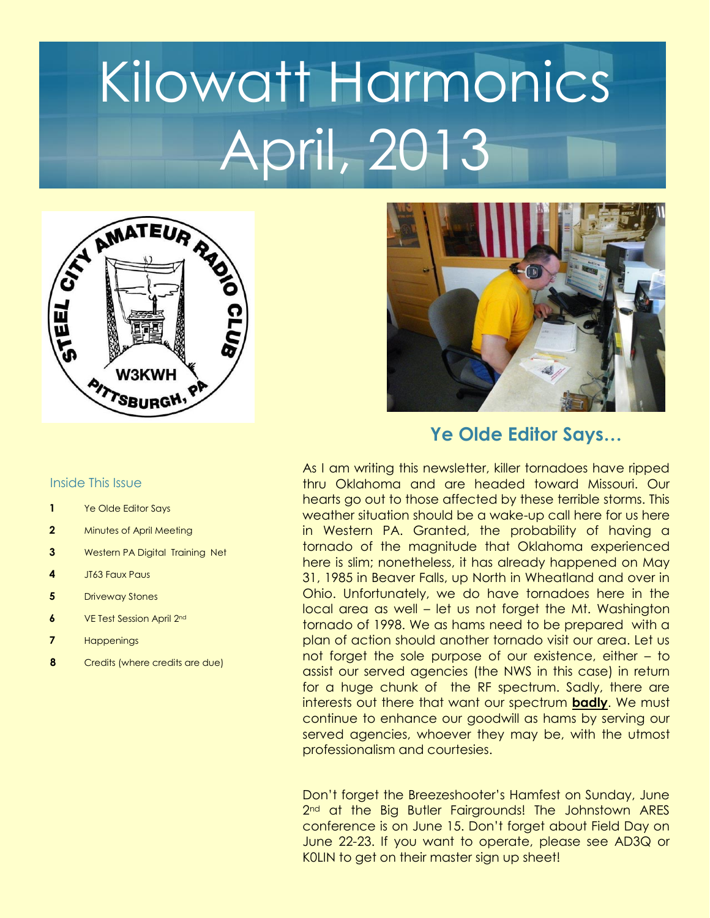# Kilowatt Harmonics April, 2013

### Inside This Issue

| | |
|---|---|
| **1** | Ye Olde Editor Says |
| **2** | Minutes of April Meeting |
| **3** | Western PA Digital Training Net |
| **4** | JT63 Faux Paus |
| **5** | Driveway Stones |
| **6** | VE Test Session April 2nd |
| **7** | Happenings |
| **8** | Credits (where credits are due) |

## Ye Olde Editor Says…

As I am writing this newsletter, killer tornadoes have ripped thru Oklahoma and are headed toward Missouri. Our hearts go out to those affected by these terrible storms. This weather situation should be a wake-up call here for us here in Western PA. Granted, the probability of having a tornado of the magnitude that Oklahoma experienced here is slim; nonetheless, it has already happened on May 31, 1985 in Beaver Falls, up North in Wheatland and over in Ohio. Unfortunately, we do have tornadoes here in the local area as well – let us not forget the Mt. Washington tornado of 1998. We as hams need to be prepared with a plan of action should another tornado visit our area. Let us not forget the sole purpose of our existence, either – to assist our served agencies (the NWS in this case) in return for a huge chunk of the RF spectrum. Sadly, there are interests out there that want our spectrum **badly**. We must continue to enhance our goodwill as hams by serving our served agencies, whoever they may be, with the utmost professionalism and courtesies.

Don't forget the Breezeshooter's Hamfest on Sunday, June 2nd at the Big Butler Fairgrounds! The Johnstown ARES conference is on June 15. Don't forget about Field Day on June 22-23. If you want to operate, please see AD3Q or K0LIN to get on their master sign up sheet!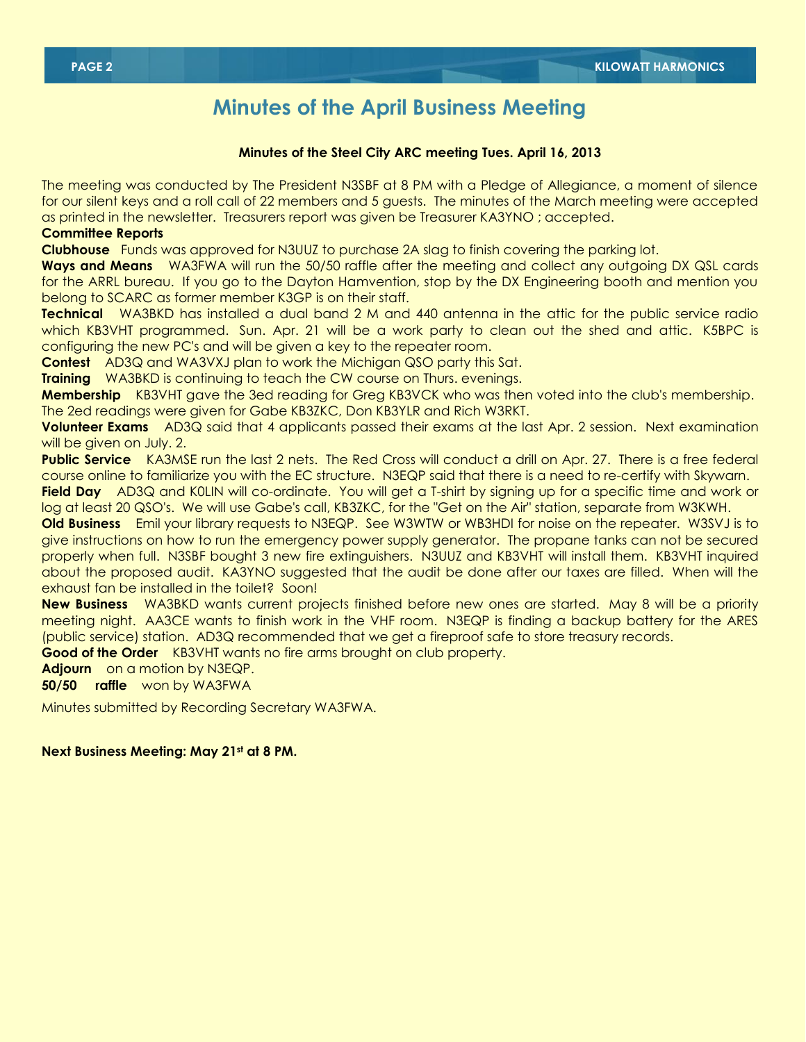# Minutes of the April Business Meeting

**Minutes of the Steel City ARC meeting Tues. April 16, 2013**

The meeting was conducted by The President N3SBF at 8 PM with a Pledge of Allegiance, a moment of silence for our silent keys and a roll call of 22 members and 5 guests. The minutes of the March meeting were accepted as printed in the newsletter. Treasurers report was given be Treasurer KA3YNO ; accepted.

**Committee Reports**

**Clubhouse** Funds was approved for N3UUZ to purchase 2A slag to finish covering the parking lot.

**Ways and Means** WA3FWA will run the 50/50 raffle after the meeting and collect any outgoing DX QSL cards for the ARRL bureau. If you go to the Dayton Hamvention, stop by the DX Engineering booth and mention you belong to SCARC as former member K3GP is on their staff.

**Technical** WA3BKD has installed a dual band 2 M and 440 antenna in the attic for the public service radio which KB3VHT programmed. Sun. Apr. 21 will be a work party to clean out the shed and attic. K5BPC is configuring the new PC's and will be given a key to the repeater room.

**Contest** AD3Q and WA3VXJ plan to work the Michigan QSO party this Sat.

**Training** WA3BKD is continuing to teach the CW course on Thurs. evenings.

**Membership** KB3VHT gave the 3ed reading for Greg KB3VCK who was then voted into the club's membership. The 2ed readings were given for Gabe KB3ZKC, Don KB3YLR and Rich W3RKT.

**Volunteer Exams** AD3Q said that 4 applicants passed their exams at the last Apr. 2 session. Next examination will be given on July. 2.

**Public Service** KA3MSE run the last 2 nets. The Red Cross will conduct a drill on Apr. 27. There is a free federal course online to familiarize you with the EC structure. N3EQP said that there is a need to re-certify with Skywarn.

**Field Day** AD3Q and K0LIN will co-ordinate. You will get a T-shirt by signing up for a specific time and work or log at least 20 QSO's. We will use Gabe's call, KB3ZKC, for the "Get on the Air" station, separate from W3KWH.

**Old Business** Emil your library requests to N3EQP. See W3WTW or WB3HDI for noise on the repeater. W3SVJ is to give instructions on how to run the emergency power supply generator. The propane tanks can not be secured properly when full. N3SBF bought 3 new fire extinguishers. N3UUZ and KB3VHT will install them. KB3VHT inquired about the proposed audit. KA3YNO suggested that the audit be done after our taxes are filled. When will the exhaust fan be installed in the toilet? Soon!

**New Business** WA3BKD wants current projects finished before new ones are started. May 8 will be a priority meeting night. AA3CE wants to finish work in the VHF room. N3EQP is finding a backup battery for the ARES (public service) station. AD3Q recommended that we get a fireproof safe to store treasury records.

**Good of the Order** KB3VHT wants no fire arms brought on club property.

**Adjourn** on a motion by N3EQP.

**50/50 raffle** won by WA3FWA

Minutes submitted by Recording Secretary WA3FWA.

**Next Business Meeting: May 21st at 8 PM.**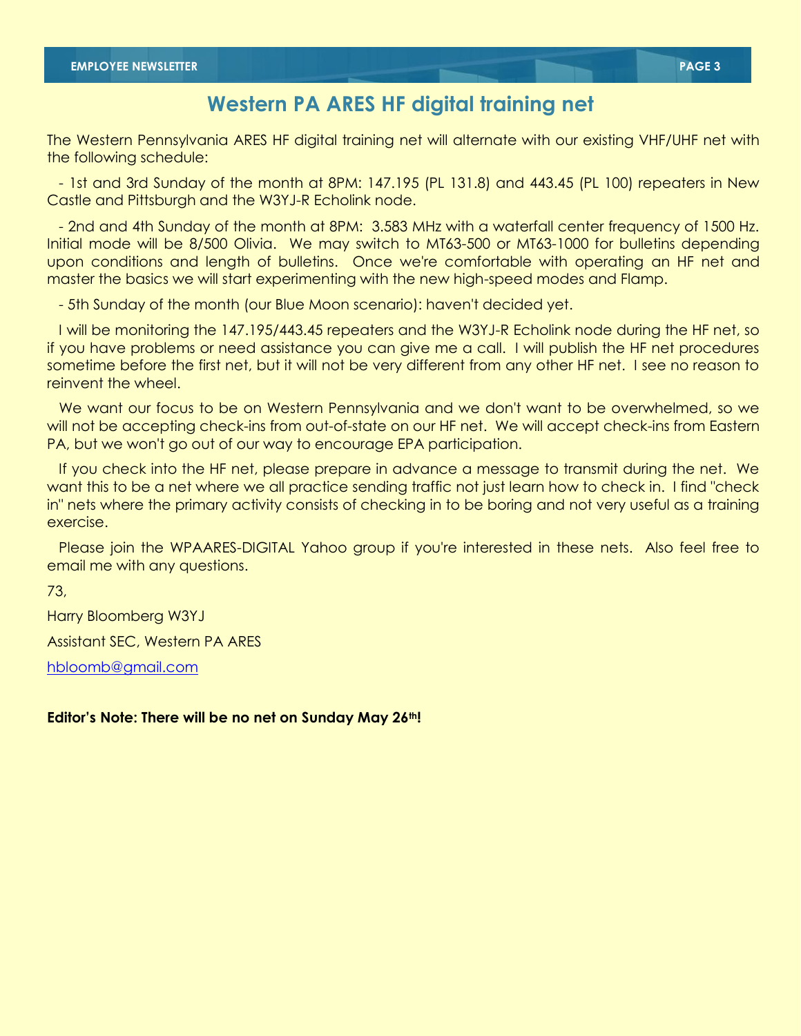# Western PA ARES HF digital training net

The Western Pennsylvania ARES HF digital training net will alternate with our existing VHF/UHF net with the following schedule:

- 1st and 3rd Sunday of the month at 8PM: 147.195 (PL 131.8) and 443.45 (PL 100) repeaters in New Castle and Pittsburgh and the W3YJ-R Echolink node.

- 2nd and 4th Sunday of the month at 8PM: 3.583 MHz with a waterfall center frequency of 1500 Hz. Initial mode will be 8/500 Olivia. We may switch to MT63-500 or MT63-1000 for bulletins depending upon conditions and length of bulletins. Once we're comfortable with operating an HF net and master the basics we will start experimenting with the new high-speed modes and Flamp.

- 5th Sunday of the month (our Blue Moon scenario): haven't decided yet.

I will be monitoring the 147.195/443.45 repeaters and the W3YJ-R Echolink node during the HF net, so if you have problems or need assistance you can give me a call. I will publish the HF net procedures sometime before the first net, but it will not be very different from any other HF net. I see no reason to reinvent the wheel.

We want our focus to be on Western Pennsylvania and we don't want to be overwhelmed, so we will not be accepting check-ins from out-of-state on our HF net. We will accept check-ins from Eastern PA, but we won't go out of our way to encourage EPA participation.

If you check into the HF net, please prepare in advance a message to transmit during the net. We want this to be a net where we all practice sending traffic not just learn how to check in. I find "check in" nets where the primary activity consists of checking in to be boring and not very useful as a training exercise.

Please join the WPAARES-DIGITAL Yahoo group if you're interested in these nets. Also feel free to email me with any questions.

73,

Harry Bloomberg W3YJ

Assistant SEC, Western PA ARES

hbloomb@gmail.com

**Editor's Note: There will be no net on Sunday May 26th!**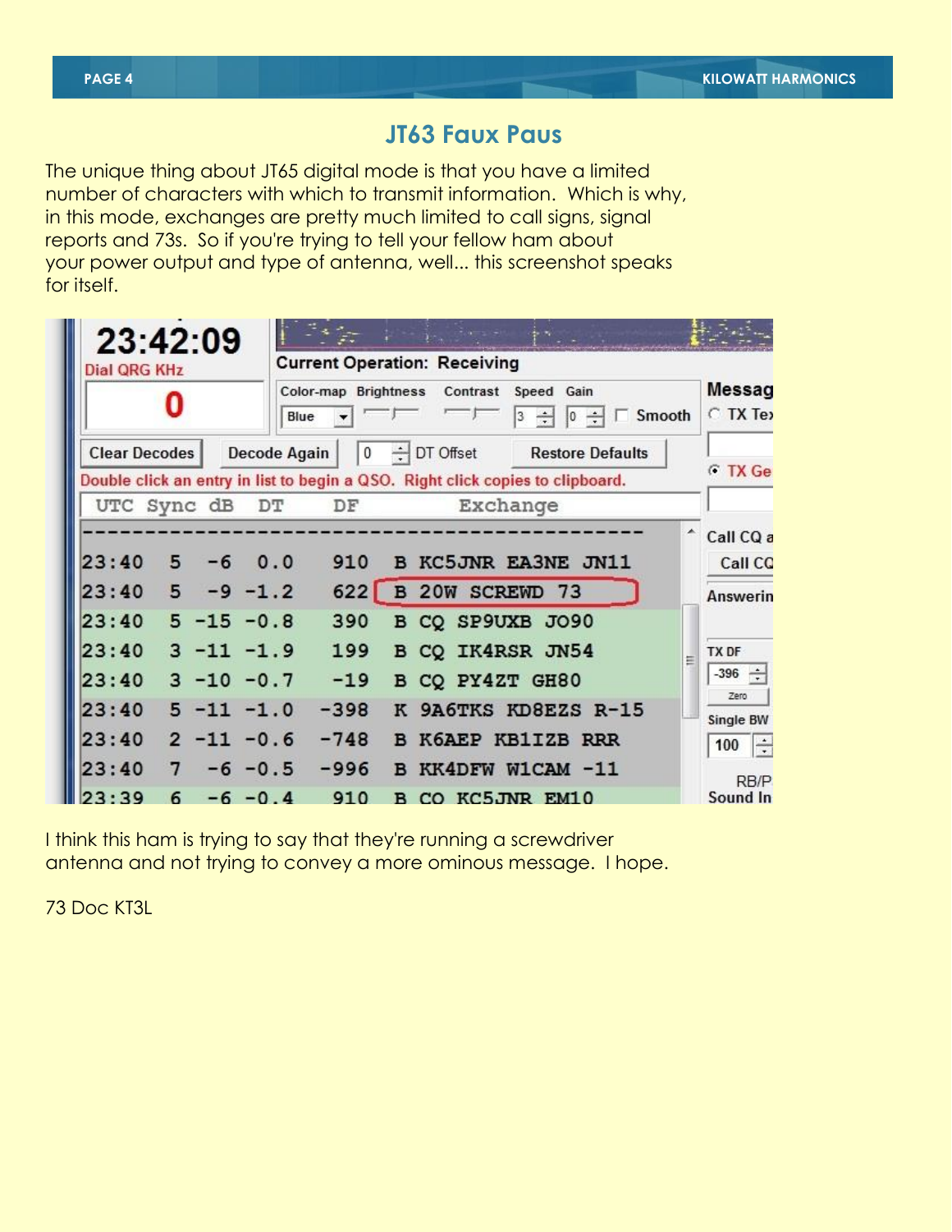## JT63 Faux Paus

The unique thing about JT65 digital mode is that you have a limited number of characters with which to transmit information. Which is why, in this mode, exchanges are pretty much limited to call signs, signal reports and 73s. So if you're trying to tell your fellow ham about your power output and type of antenna, well... this screenshot speaks for itself.

```
UTC   Sync  dB    DT     DF    Exchange
--------------------------------------------
23:40  5   -6    0.0    910   B KC5JNR EA3NE JN11
23:40  5   -9   -1.2    622   B 20W SCREWD 73
23:40  5  -15   -0.8    390   B CQ SP9UXB JO90
23:40  3  -11   -1.9    199   B CQ IK4RSR JN54
23:40  3  -10   -0.7    -19   B CQ PY4ZT GH80
23:40  5  -11   -1.0   -398   K 9A6TKS KD8EZS R-15
23:40  2  -11   -0.6   -748   B K6AEP KB1IZB RRR
23:40  7   -6   -0.5   -996   B KK4DFW W1CAM -11
23:39  6   -6   -0.4    910   B CQ KC5JNR EM10
```

I think this ham is trying to say that they're running a screwdriver antenna and not trying to convey a more ominous message. I hope.

73 Doc KT3L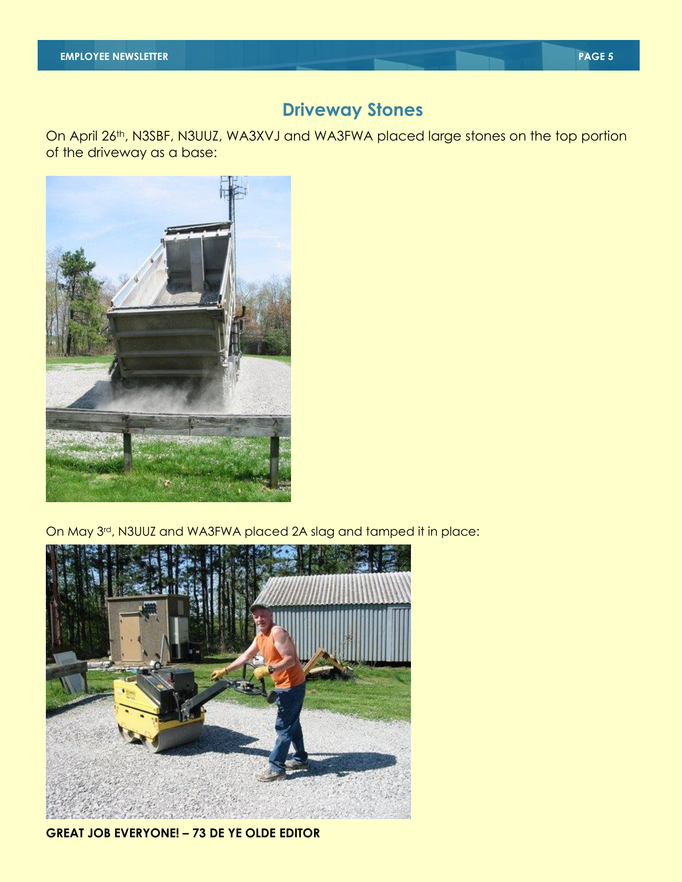## Driveway Stones

On April 26th, N3SBF, N3UUZ, WA3XVJ and WA3FWA placed large stones on the top portion of the driveway as a base:

On May 3rd, N3UUZ and WA3FWA placed 2A slag and tamped it in place:

**GREAT JOB EVERYONE! – 73 DE YE OLDE EDITOR**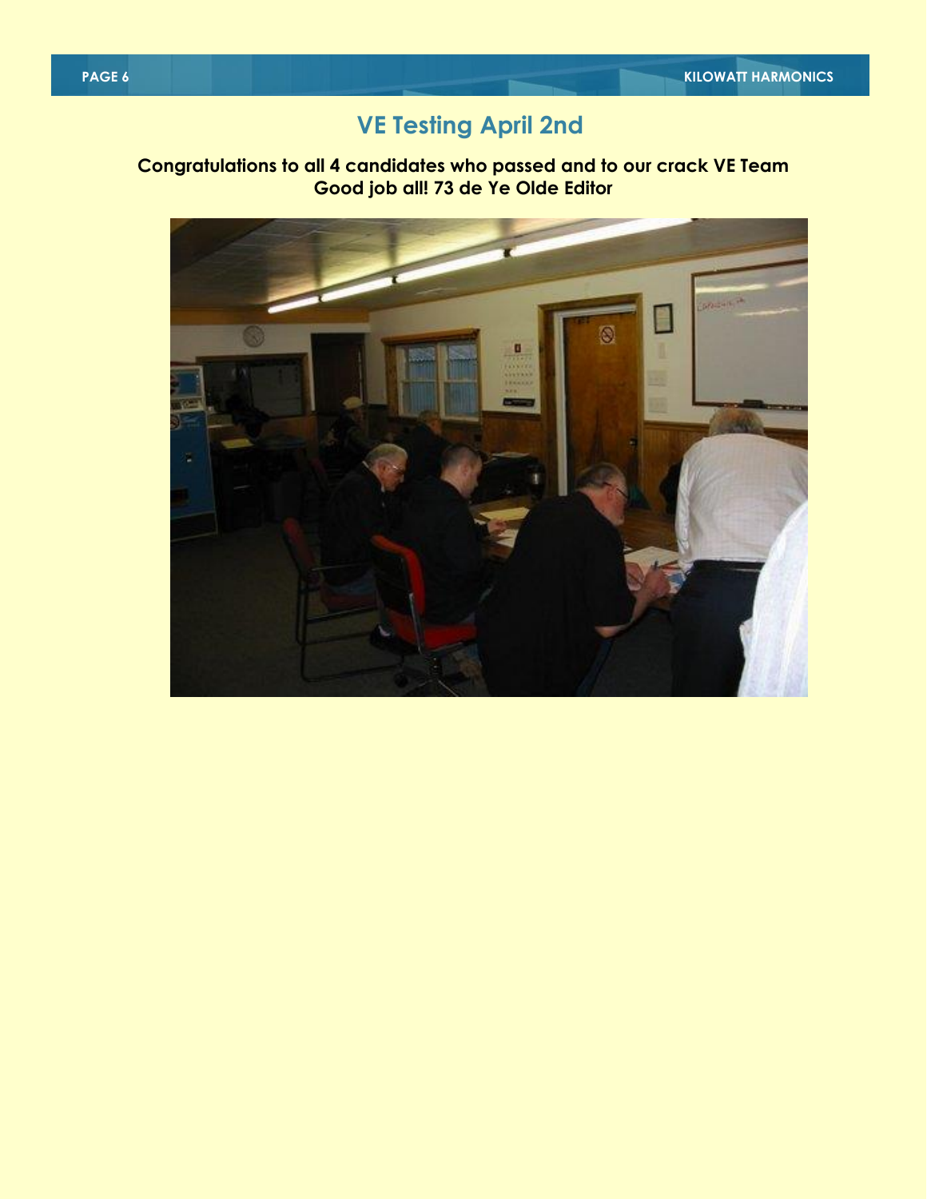## VE Testing April 2nd

**Congratulations to all 4 candidates who passed and to our crack VE Team**
**Good job all! 73 de Ye Olde Editor**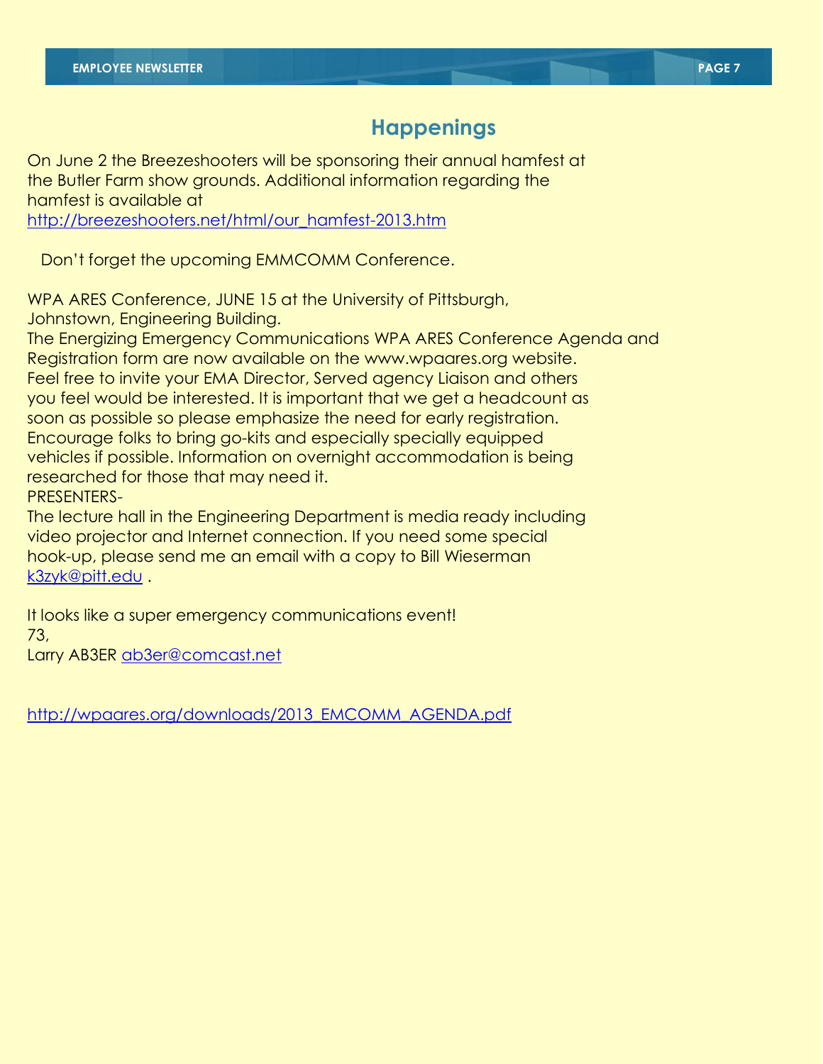## Happenings

On June 2 the Breezeshooters will be sponsoring their annual hamfest at the Butler Farm show grounds. Additional information regarding the hamfest is available at
http://breezeshooters.net/html/our_hamfest-2013.htm

Don't forget the upcoming EMMCOMM Conference.

WPA ARES Conference, JUNE 15 at the University of Pittsburgh, Johnstown, Engineering Building.
The Energizing Emergency Communications WPA ARES Conference Agenda and Registration form are now available on the www.wpaares.org website.
Feel free to invite your EMA Director, Served agency Liaison and others you feel would be interested. It is important that we get a headcount as soon as possible so please emphasize the need for early registration.
Encourage folks to bring go-kits and especially specially equipped vehicles if possible. Information on overnight accommodation is being researched for those that may need it.
PRESENTERS-
The lecture hall in the Engineering Department is media ready including video projector and Internet connection. If you need some special hook-up, please send me an email with a copy to Bill Wieserman k3zyk@pitt.edu .

It looks like a super emergency communications event!
73,
Larry AB3ER ab3er@comcast.net

http://wpaares.org/downloads/2013_EMCOMM_AGENDA.pdf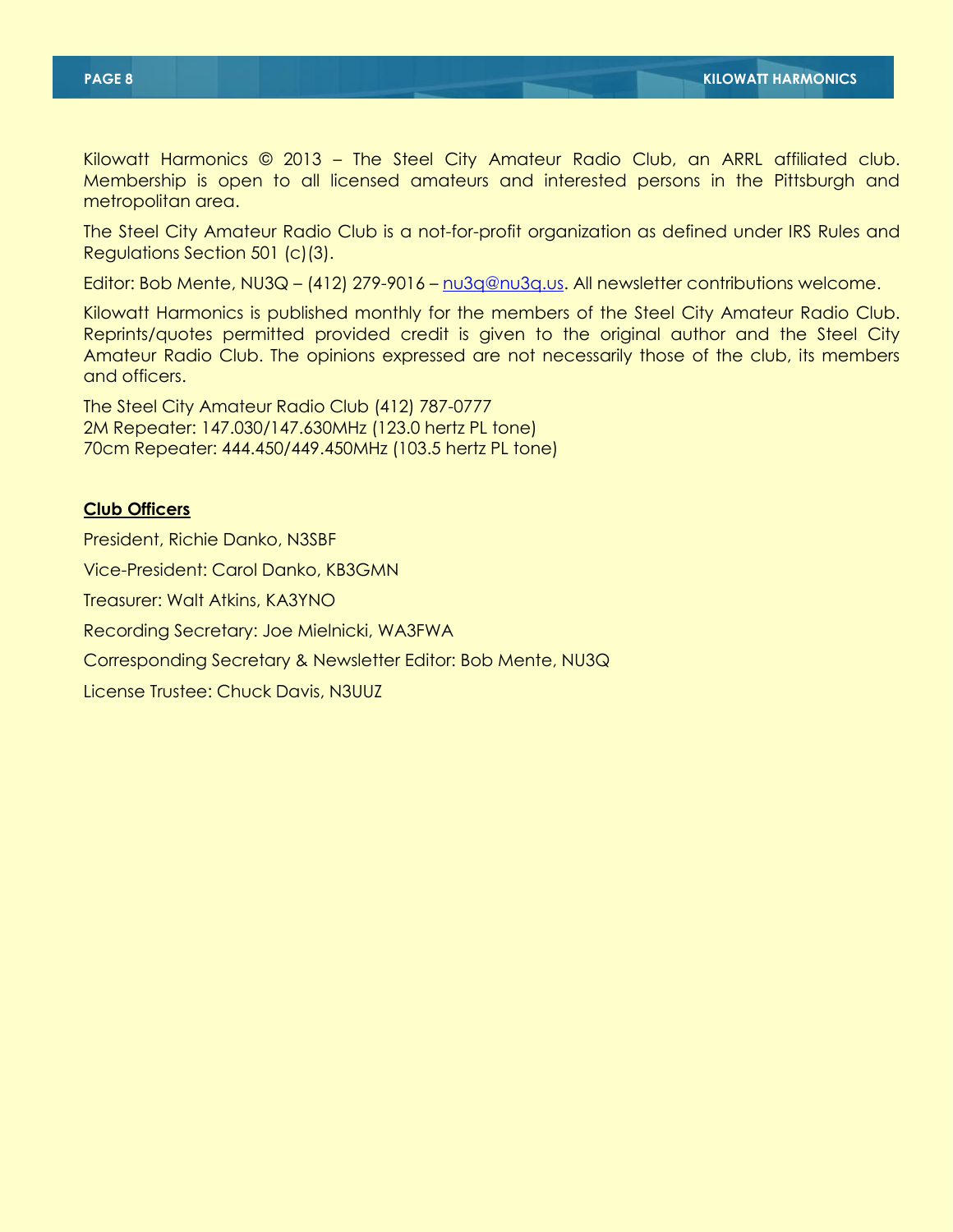Kilowatt Harmonics © 2013 – The Steel City Amateur Radio Club, an ARRL affiliated club. Membership is open to all licensed amateurs and interested persons in the Pittsburgh and metropolitan area.

The Steel City Amateur Radio Club is a not-for-profit organization as defined under IRS Rules and Regulations Section 501 (c)(3).

Editor: Bob Mente, NU3Q – (412) 279-9016 – nu3q@nu3q.us. All newsletter contributions welcome.

Kilowatt Harmonics is published monthly for the members of the Steel City Amateur Radio Club. Reprints/quotes permitted provided credit is given to the original author and the Steel City Amateur Radio Club. The opinions expressed are not necessarily those of the club, its members and officers.

The Steel City Amateur Radio Club (412) 787-0777
2M Repeater: 147.030/147.630MHz (123.0 hertz PL tone)
70cm Repeater: 444.450/449.450MHz (103.5 hertz PL tone)

**Club Officers**

President, Richie Danko, N3SBF

Vice-President: Carol Danko, KB3GMN

Treasurer: Walt Atkins, KA3YNO

Recording Secretary: Joe Mielnicki, WA3FWA

Corresponding Secretary & Newsletter Editor: Bob Mente, NU3Q

License Trustee: Chuck Davis, N3UUZ